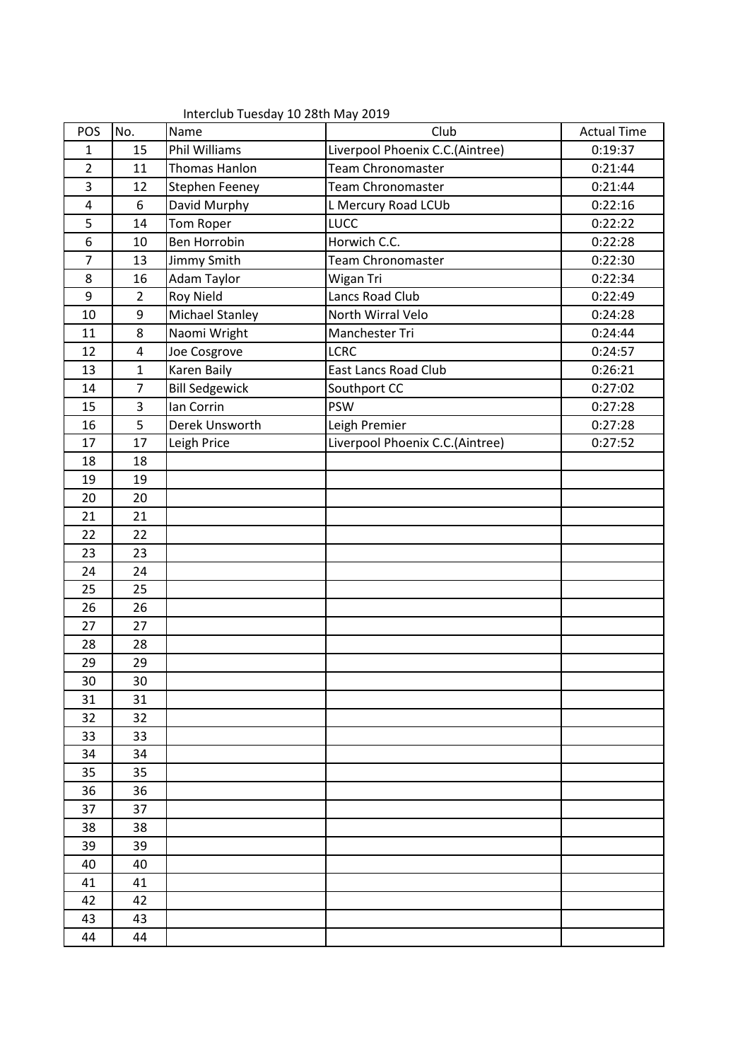Interclub Tuesday 10 28th May 2019

| POS | No. | Name | Club | Actual Time |
|---|---|---|---|---|
| 1 | 15 | Phil Williams | Liverpool Phoenix C.C.(Aintree) | 0:19:37 |
| 2 | 11 | Thomas Hanlon | Team Chronomaster | 0:21:44 |
| 3 | 12 | Stephen Feeney | Team Chronomaster | 0:21:44 |
| 4 | 6 | David Murphy | L Mercury Road LCUb | 0:22:16 |
| 5 | 14 | Tom Roper | LUCC | 0:22:22 |
| 6 | 10 | Ben Horrobin | Horwich C.C. | 0:22:28 |
| 7 | 13 | Jimmy Smith | Team Chronomaster | 0:22:30 |
| 8 | 16 | Adam Taylor | Wigan Tri | 0:22:34 |
| 9 | 2 | Roy Nield | Lancs Road Club | 0:22:49 |
| 10 | 9 | Michael Stanley | North Wirral Velo | 0:24:28 |
| 11 | 8 | Naomi Wright | Manchester Tri | 0:24:44 |
| 12 | 4 | Joe Cosgrove | LCRC | 0:24:57 |
| 13 | 1 | Karen Baily | East Lancs Road Club | 0:26:21 |
| 14 | 7 | Bill Sedgewick | Southport CC | 0:27:02 |
| 15 | 3 | Ian Corrin | PSW | 0:27:28 |
| 16 | 5 | Derek Unsworth | Leigh Premier | 0:27:28 |
| 17 | 17 | Leigh Price | Liverpool Phoenix C.C.(Aintree) | 0:27:52 |
| 18 | 18 | | | |
| 19 | 19 | | | |
| 20 | 20 | | | |
| 21 | 21 | | | |
| 22 | 22 | | | |
| 23 | 23 | | | |
| 24 | 24 | | | |
| 25 | 25 | | | |
| 26 | 26 | | | |
| 27 | 27 | | | |
| 28 | 28 | | | |
| 29 | 29 | | | |
| 30 | 30 | | | |
| 31 | 31 | | | |
| 32 | 32 | | | |
| 33 | 33 | | | |
| 34 | 34 | | | |
| 35 | 35 | | | |
| 36 | 36 | | | |
| 37 | 37 | | | |
| 38 | 38 | | | |
| 39 | 39 | | | |
| 40 | 40 | | | |
| 41 | 41 | | | |
| 42 | 42 | | | |
| 43 | 43 | | | |
| 44 | 44 | | | |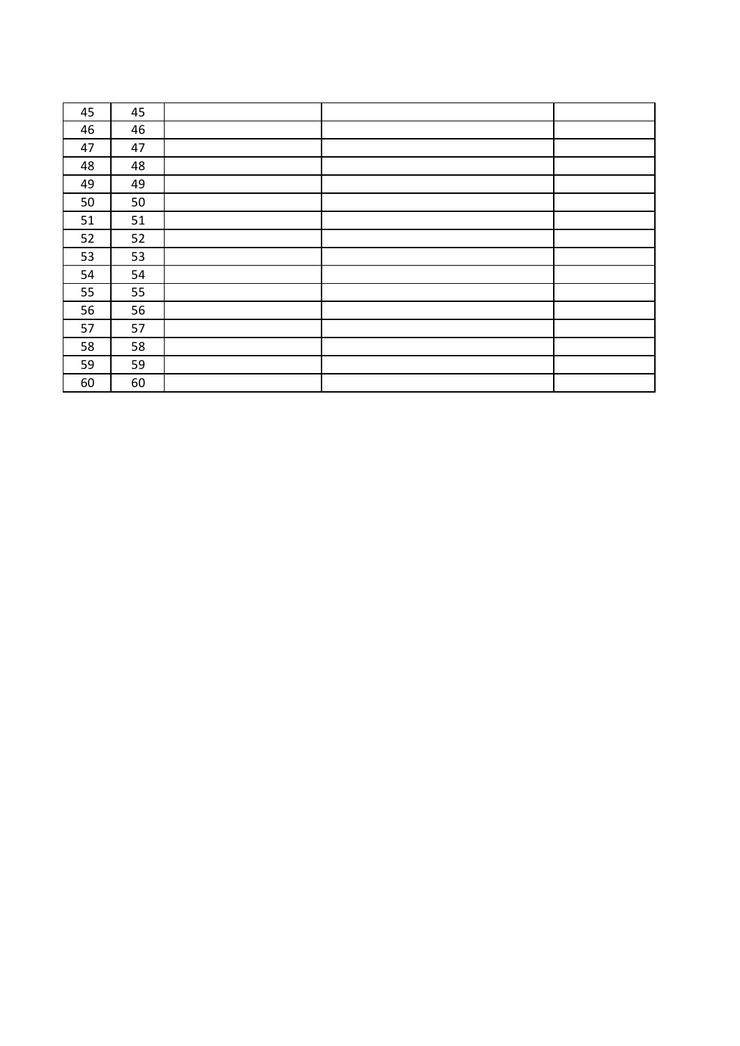| | | | | |
|---|---|---|---|---|
| 45 | 45 | | | |
| 46 | 46 | | | |
| 47 | 47 | | | |
| 48 | 48 | | | |
| 49 | 49 | | | |
| 50 | 50 | | | |
| 51 | 51 | | | |
| 52 | 52 | | | |
| 53 | 53 | | | |
| 54 | 54 | | | |
| 55 | 55 | | | |
| 56 | 56 | | | |
| 57 | 57 | | | |
| 58 | 58 | | | |
| 59 | 59 | | | |
| 60 | 60 | | | |